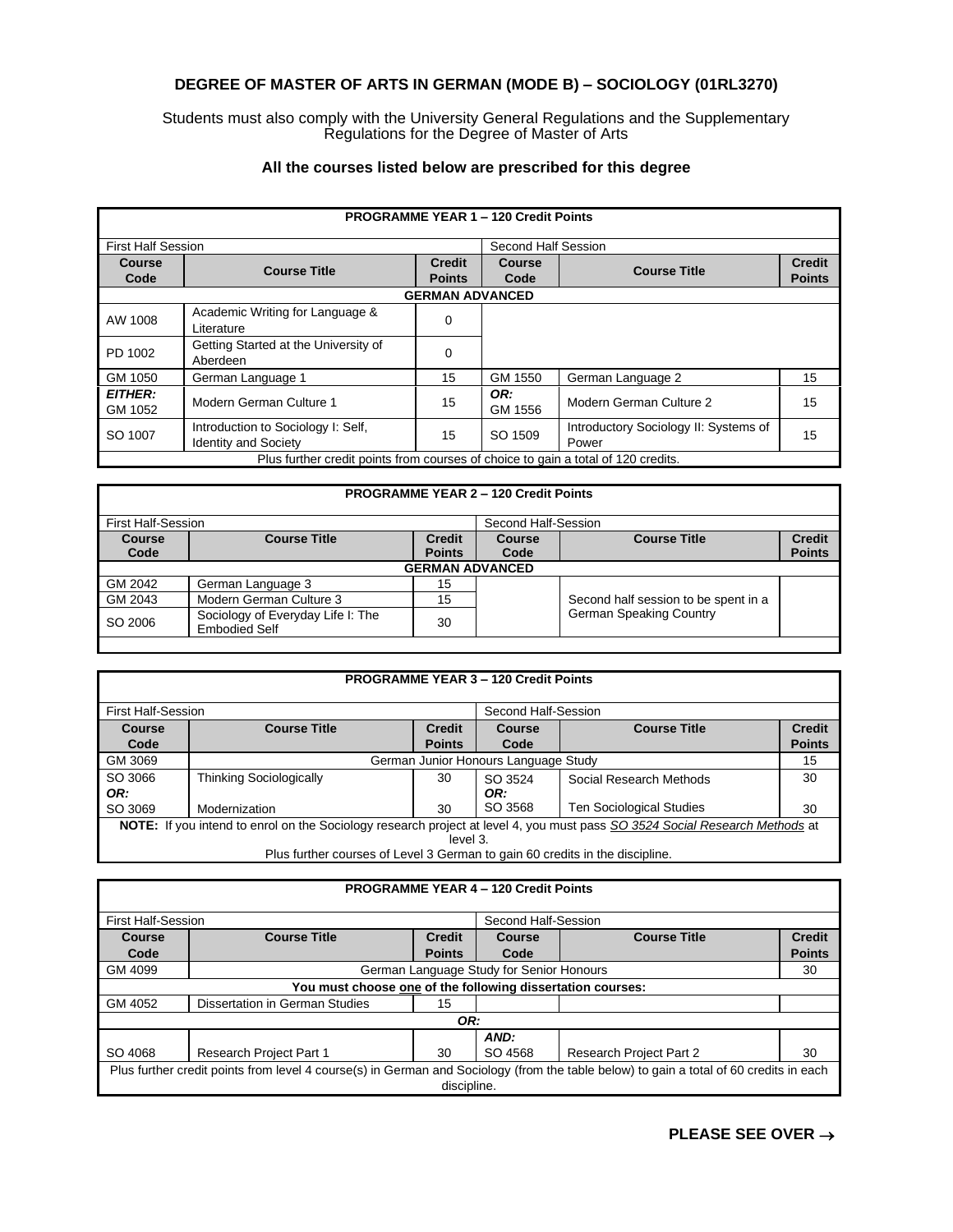# DEGREE OF MASTER OF ARTS IN GERMAN (MODE B) – SOCIOLOGY (01RL3270)

Students must also comply with the University General Regulations and the Supplementary Regulations for the Degree of Master of Arts

**All the courses listed below are prescribed for this degree**

| **PROGRAMME YEAR 1 – 120 Credit Points** | | | | | |
|---|---|---|---|---|---|
| First Half Session | | | Second Half Session | | |
| **Course Code** | **Course Title** | **Credit Points** | **Course Code** | **Course Title** | **Credit Points** |
| **GERMAN ADVANCED** | | | | | |
| AW 1008 | Academic Writing for Language & Literature | 0 | | | |
| PD 1002 | Getting Started at the University of Aberdeen | 0 | | | |
| GM 1050 | German Language 1 | 15 | GM 1550 | German Language 2 | 15 |
| ***EITHER:*** GM 1052 | Modern German Culture 1 | 15 | ***OR:*** GM 1556 | Modern German Culture 2 | 15 |
| SO 1007 | Introduction to Sociology I: Self, Identity and Society | 15 | SO 1509 | Introductory Sociology II: Systems of Power | 15 |
| Plus further credit points from courses of choice to gain a total of 120 credits. | | | | | |

| **PROGRAMME YEAR 2 – 120 Credit Points** | | | | | |
|---|---|---|---|---|---|
| First Half-Session | | | Second Half-Session | | |
| **Course Code** | **Course Title** | **Credit Points** | **Course Code** | **Course Title** | **Credit Points** |
| **GERMAN ADVANCED** | | | | | |
| GM 2042 | German Language 3 | 15 | | Second half session to be spent in a German Speaking Country | |
| GM 2043 | Modern German Culture 3 | 15 | | | |
| SO 2006 | Sociology of Everyday Life I: The Embodied Self | 30 | | | |

| **PROGRAMME YEAR 3 – 120 Credit Points** | | | | | |
|---|---|---|---|---|---|
| First Half-Session | | | Second Half-Session | | |
| **Course Code** | **Course Title** | **Credit Points** | **Course Code** | **Course Title** | **Credit Points** |
| GM 3069 | German Junior Honours Language Study | | | | 15 |
| SO 3066 | Thinking Sociologically | 30 | SO 3524 | Social Research Methods | 30 |
| ***OR:*** SO 3069 | Modernization | 30 | ***OR:*** SO 3568 | Ten Sociological Studies | 30 |
| **NOTE:** If you intend to enrol on the Sociology research project at level 4, you must pass *SO 3524 Social Research Methods* at level 3. | | | | | |
| Plus further courses of Level 3 German to gain 60 credits in the discipline. | | | | | |

| **PROGRAMME YEAR 4 – 120 Credit Points** | | | | | |
|---|---|---|---|---|---|
| First Half-Session | | | Second Half-Session | | |
| **Course Code** | **Course Title** | **Credit Points** | **Course Code** | **Course Title** | **Credit Points** |
| GM 4099 | German Language Study for Senior Honours | | | | 30 |
| **You must choose one of the following dissertation courses:** | | | | | |
| GM 4052 | Dissertation in German Studies | 15 | | | |
| ***OR:*** | | | | | |
| SO 4068 | Research Project Part 1 | 30 | ***AND:*** SO 4568 | Research Project Part 2 | 30 |
| Plus further credit points from level 4 course(s) in German and Sociology (from the table below) to gain a total of 60 credits in each discipline. | | | | | |

**PLEASE SEE OVER →**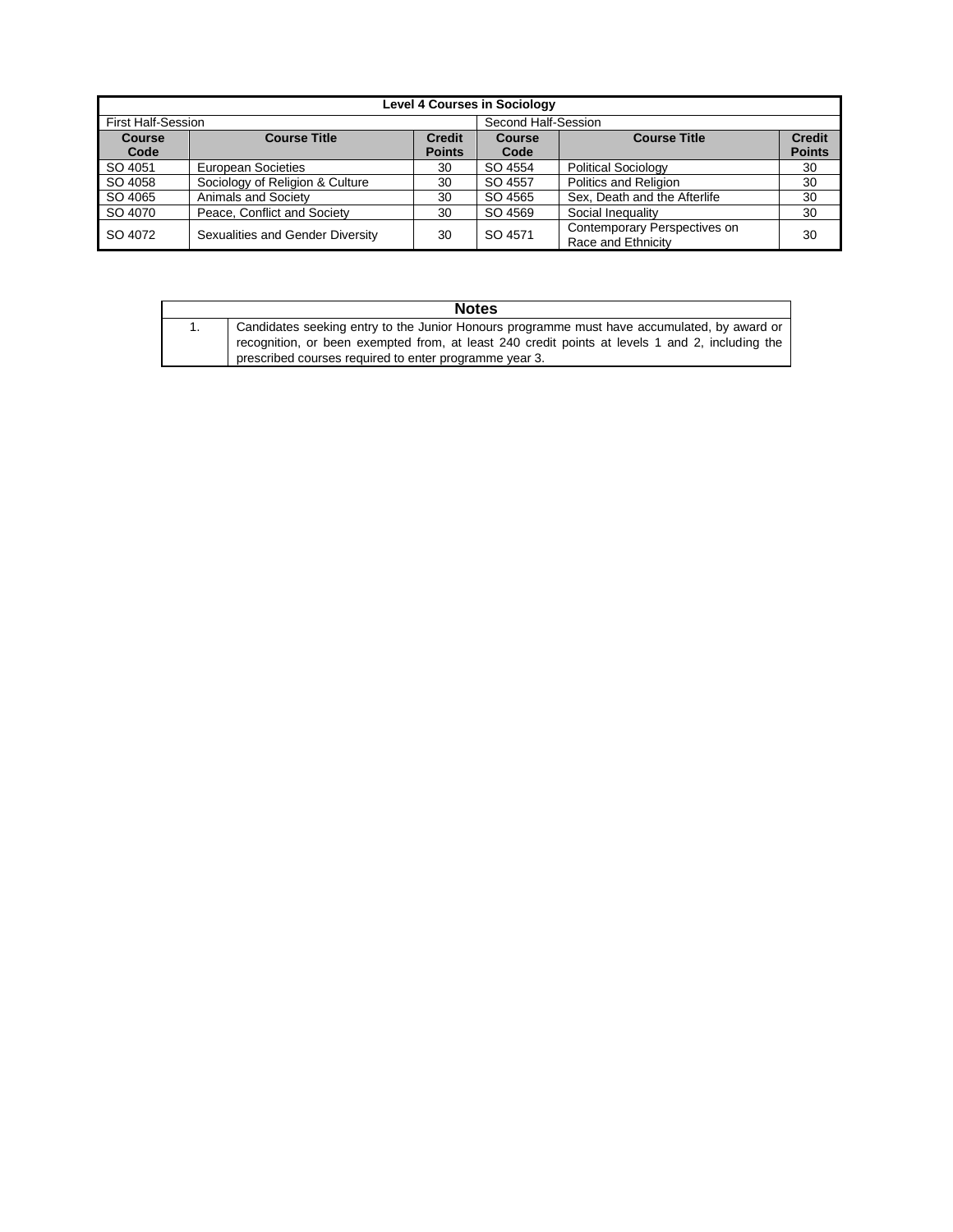| Level 4 Courses in Sociology | | | | | |
|---|---|---|---|---|---|
| First Half-Session | | | Second Half-Session | | |
| **Course Code** | **Course Title** | **Credit Points** | **Course Code** | **Course Title** | **Credit Points** |
| SO 4051 | European Societies | 30 | SO 4554 | Political Sociology | 30 |
| SO 4058 | Sociology of Religion & Culture | 30 | SO 4557 | Politics and Religion | 30 |
| SO 4065 | Animals and Society | 30 | SO 4565 | Sex, Death and the Afterlife | 30 |
| SO 4070 | Peace, Conflict and Society | 30 | SO 4569 | Social Inequality | 30 |
| SO 4072 | Sexualities and Gender Diversity | 30 | SO 4571 | Contemporary Perspectives on Race and Ethnicity | 30 |

| Notes | |
|---|---|
| 1. | Candidates seeking entry to the Junior Honours programme must have accumulated, by award or recognition, or been exempted from, at least 240 credit points at levels 1 and 2, including the prescribed courses required to enter programme year 3. |